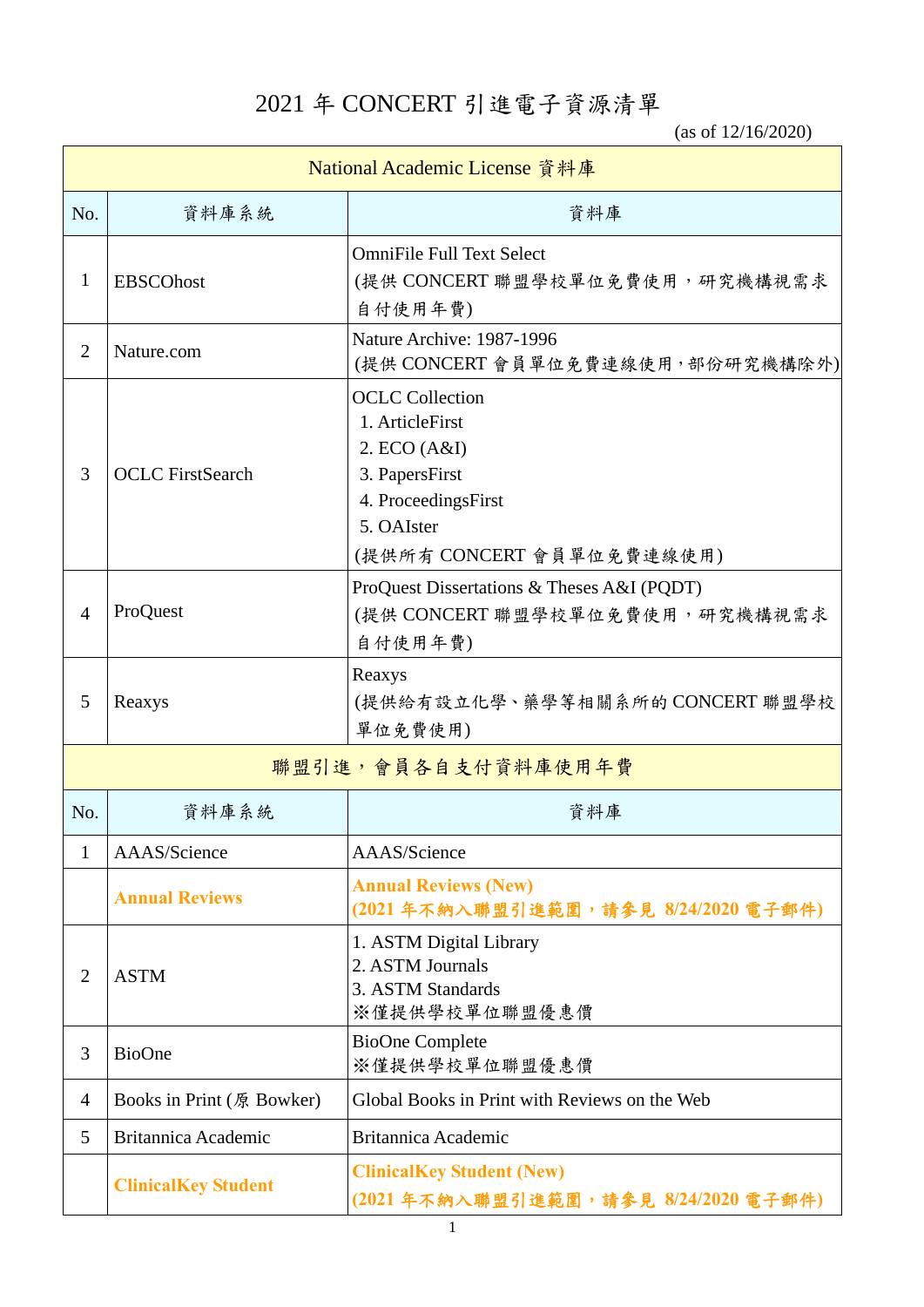# 2021 年 CONCERT 引進電子資源清單

(as of 12/16/2020)

| National Academic License 資料庫 | | |
|---|---|---|
| No. | 資料庫系統 | 資料庫 |
| 1 | EBSCOhost | OmniFile Full Text Select<br>(提供 CONCERT 聯盟學校單位免費使用，研究機構視需求自付使用年費) |
| 2 | Nature.com | Nature Archive: 1987-1996<br>(提供 CONCERT 會員單位免費連線使用，部份研究機構除外) |
| 3 | OCLC FirstSearch | OCLC Collection<br>1. ArticleFirst<br>2. ECO (A&I)<br>3. PapersFirst<br>4. ProceedingsFirst<br>5. OAIster<br>(提供所有 CONCERT 會員單位免費連線使用) |
| 4 | ProQuest | ProQuest Dissertations & Theses A&I (PQDT)<br>(提供 CONCERT 聯盟學校單位免費使用，研究機構視需求自付使用年費) |
| 5 | Reaxys | Reaxys<br>(提供給有設立化學、藥學等相關系所的 CONCERT 聯盟學校單位免費使用) |

| 聯盟引進，會員各自支付資料庫使用年費 | | |
|---|---|---|
| No. | 資料庫系統 | 資料庫 |
| 1 | AAAS/Science | AAAS/Science |
| | **Annual Reviews** | **Annual Reviews (New)**<br>**(2021 年不納入聯盟引進範圍，請參見 8/24/2020 電子郵件)** |
| 2 | ASTM | 1. ASTM Digital Library<br>2. ASTM Journals<br>3. ASTM Standards<br>※僅提供學校單位聯盟優惠價 |
| 3 | BioOne | BioOne Complete<br>※僅提供學校單位聯盟優惠價 |
| 4 | Books in Print (原 Bowker) | Global Books in Print with Reviews on the Web |
| 5 | Britannica Academic | Britannica Academic |
| | **ClinicalKey Student** | **ClinicalKey Student (New)**<br>**(2021 年不納入聯盟引進範圍，請參見 8/24/2020 電子郵件)** |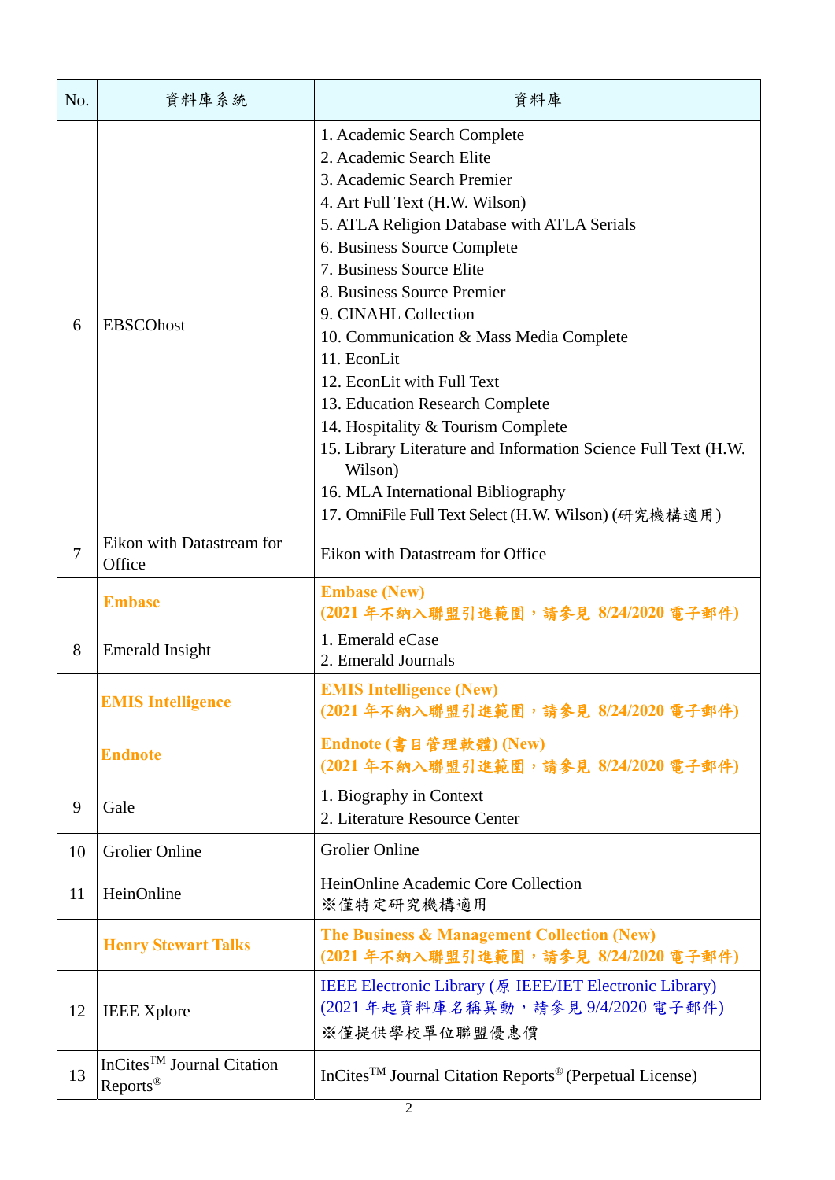| No. | 資料庫系統 | 資料庫 |
|---|---|---|
| 6 | EBSCOhost | 1. Academic Search Complete<br>2. Academic Search Elite<br>3. Academic Search Premier<br>4. Art Full Text (H.W. Wilson)<br>5. ATLA Religion Database with ATLA Serials<br>6. Business Source Complete<br>7. Business Source Elite<br>8. Business Source Premier<br>9. CINAHL Collection<br>10. Communication & Mass Media Complete<br>11. EconLit<br>12. EconLit with Full Text<br>13. Education Research Complete<br>14. Hospitality & Tourism Complete<br>15. Library Literature and Information Science Full Text (H.W. Wilson)<br>16. MLA International Bibliography<br>17. OmniFile Full Text Select (H.W. Wilson) (研究機構適用) |
| 7 | Eikon with Datastream for Office | Eikon with Datastream for Office |
| | **Embase** | **Embase (New)**<br>**(2021 年不納入聯盟引進範圍，請參見 8/24/2020 電子郵件)** |
| 8 | Emerald Insight | 1. Emerald eCase<br>2. Emerald Journals |
| | **EMIS Intelligence** | **EMIS Intelligence (New)**<br>**(2021 年不納入聯盟引進範圍，請參見 8/24/2020 電子郵件)** |
| | **Endnote** | **Endnote (書目管理軟體) (New)**<br>**(2021 年不納入聯盟引進範圍，請參見 8/24/2020 電子郵件)** |
| 9 | Gale | 1. Biography in Context<br>2. Literature Resource Center |
| 10 | Grolier Online | Grolier Online |
| 11 | HeinOnline | HeinOnline Academic Core Collection<br>※僅特定研究機構適用 |
| | **Henry Stewart Talks** | **The Business & Management Collection (New)**<br>**(2021 年不納入聯盟引進範圍，請參見 8/24/2020 電子郵件)** |
| 12 | IEEE Xplore | IEEE Electronic Library (原 IEEE/IET Electronic Library)<br>(2021 年起資料庫名稱異動，請參見 9/4/2020 電子郵件)<br>※僅提供學校單位聯盟優惠價 |
| 13 | InCites™ Journal Citation Reports® | InCites™ Journal Citation Reports® (Perpetual License) |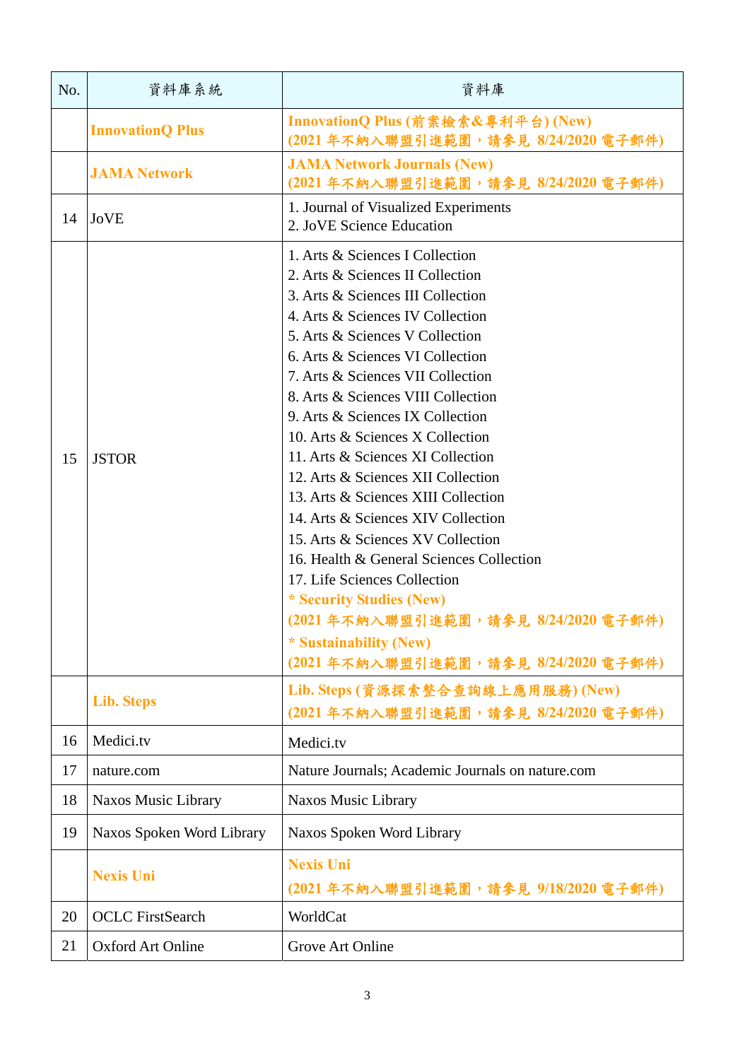| No. | 資料庫系統 | 資料庫 |
|---|---|---|
| | **InnovationQ Plus** | **InnovationQ Plus (前案檢索&專利平台) (New)**<br>**(2021 年不納入聯盟引進範圍，請參見 8/24/2020 電子郵件)** |
| | **JAMA Network** | **JAMA Network Journals (New)**<br>**(2021 年不納入聯盟引進範圍，請參見 8/24/2020 電子郵件)** |
| 14 | JoVE | 1. Journal of Visualized Experiments<br>2. JoVE Science Education |
| 15 | JSTOR | 1. Arts & Sciences I Collection<br>2. Arts & Sciences II Collection<br>3. Arts & Sciences III Collection<br>4. Arts & Sciences IV Collection<br>5. Arts & Sciences V Collection<br>6. Arts & Sciences VI Collection<br>7. Arts & Sciences VII Collection<br>8. Arts & Sciences VIII Collection<br>9. Arts & Sciences IX Collection<br>10. Arts & Sciences X Collection<br>11. Arts & Sciences XI Collection<br>12. Arts & Sciences XII Collection<br>13. Arts & Sciences XIII Collection<br>14. Arts & Sciences XIV Collection<br>15. Arts & Sciences XV Collection<br>16. Health & General Sciences Collection<br>17. Life Sciences Collection<br>**\* Security Studies (New)**<br>**(2021 年不納入聯盟引進範圍，請參見 8/24/2020 電子郵件)**<br>**\* Sustainability (New)**<br>**(2021 年不納入聯盟引進範圍，請參見 8/24/2020 電子郵件)** |
| | **Lib. Steps** | **Lib. Steps (資源探索整合查詢線上應用服務) (New)**<br>**(2021 年不納入聯盟引進範圍，請參見 8/24/2020 電子郵件)** |
| 16 | Medici.tv | Medici.tv |
| 17 | nature.com | Nature Journals; Academic Journals on nature.com |
| 18 | Naxos Music Library | Naxos Music Library |
| 19 | Naxos Spoken Word Library | Naxos Spoken Word Library |
| | **Nexis Uni** | **Nexis Uni**<br>**(2021 年不納入聯盟引進範圍，請參見 9/18/2020 電子郵件)** |
| 20 | OCLC FirstSearch | WorldCat |
| 21 | Oxford Art Online | Grove Art Online |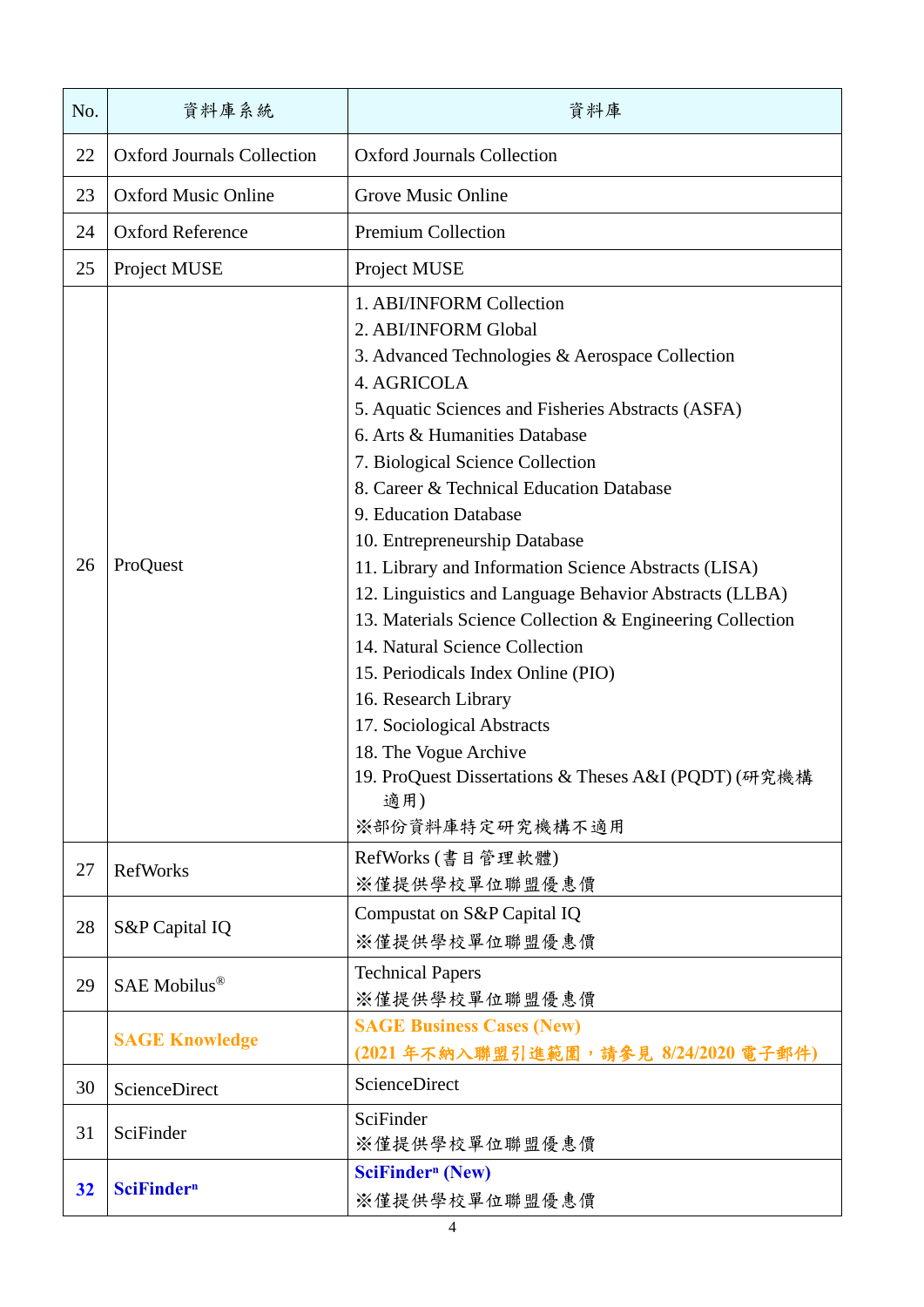| No. | 資料庫系統 | 資料庫 |
|---|---|---|
| 22 | Oxford Journals Collection | Oxford Journals Collection |
| 23 | Oxford Music Online | Grove Music Online |
| 24 | Oxford Reference | Premium Collection |
| 25 | Project MUSE | Project MUSE |
| 26 | ProQuest | 1. ABI/INFORM Collection<br>2. ABI/INFORM Global<br>3. Advanced Technologies & Aerospace Collection<br>4. AGRICOLA<br>5. Aquatic Sciences and Fisheries Abstracts (ASFA)<br>6. Arts & Humanities Database<br>7. Biological Science Collection<br>8. Career & Technical Education Database<br>9. Education Database<br>10. Entrepreneurship Database<br>11. Library and Information Science Abstracts (LISA)<br>12. Linguistics and Language Behavior Abstracts (LLBA)<br>13. Materials Science Collection & Engineering Collection<br>14. Natural Science Collection<br>15. Periodicals Index Online (PIO)<br>16. Research Library<br>17. Sociological Abstracts<br>18. The Vogue Archive<br>19. ProQuest Dissertations & Theses A&I (PQDT) (研究機構適用)<br>※部份資料庫特定研究機構不適用 |
| 27 | RefWorks | RefWorks (書目管理軟體)<br>※僅提供學校單位聯盟優惠價 |
| 28 | S&P Capital IQ | Compustat on S&P Capital IQ<br>※僅提供學校單位聯盟優惠價 |
| 29 | SAE Mobilus® | Technical Papers<br>※僅提供學校單位聯盟優惠價 |
| | **SAGE Knowledge** | **SAGE Business Cases (New)**<br>**(2021 年不納入聯盟引進範圍，請參見 8/24/2020 電子郵件)** |
| 30 | ScienceDirect | ScienceDirect |
| 31 | SciFinder | SciFinder<br>※僅提供學校單位聯盟優惠價 |
| **32** | **SciFinder$^{n}$** | **SciFinder$^{n}$ (New)**<br>※僅提供學校單位聯盟優惠價 |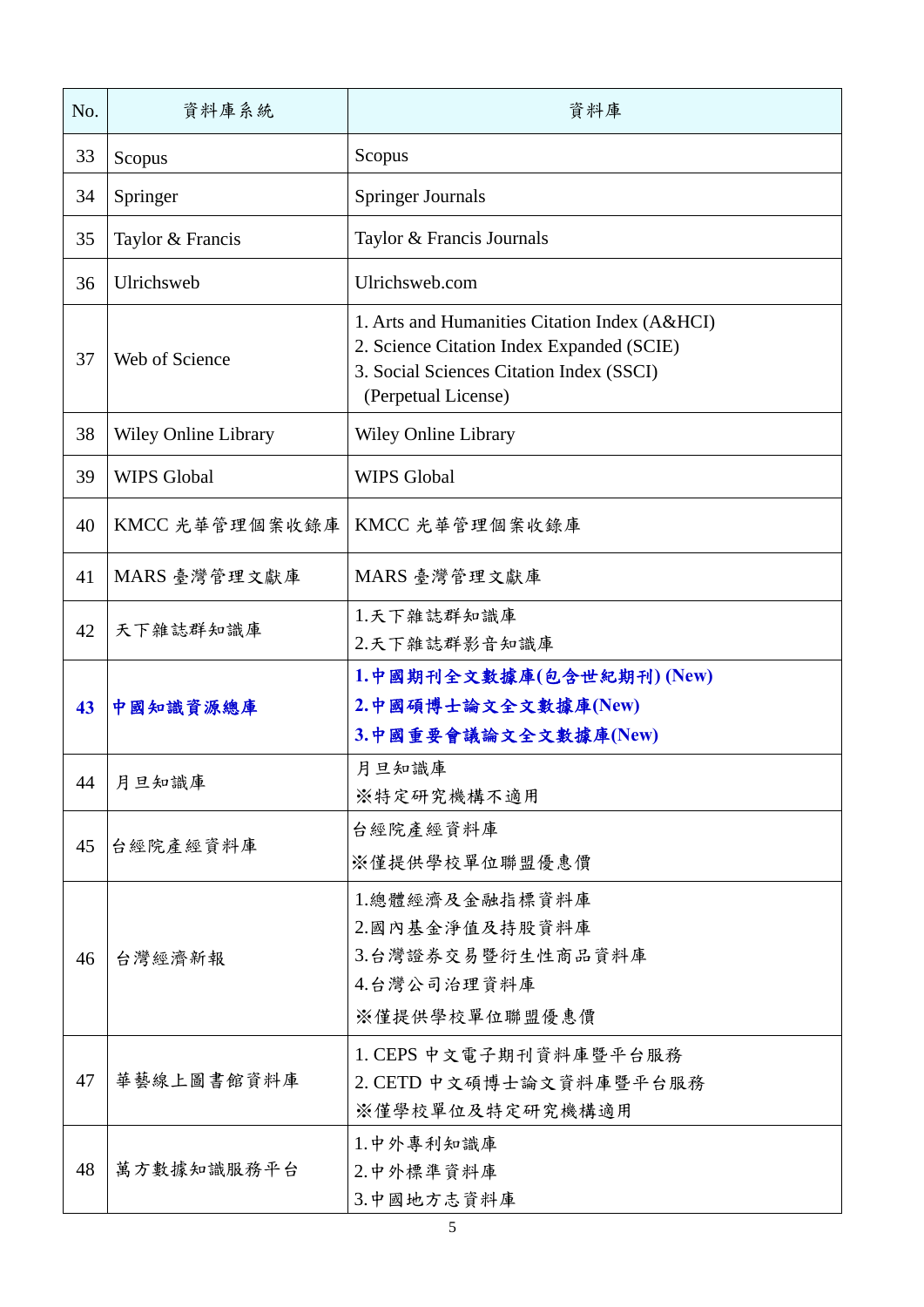| No. | 資料庫系統 | 資料庫 |
|---|---|---|
| 33 | Scopus | Scopus |
| 34 | Springer | Springer Journals |
| 35 | Taylor & Francis | Taylor & Francis Journals |
| 36 | Ulrichsweb | Ulrichsweb.com |
| 37 | Web of Science | 1. Arts and Humanities Citation Index (A&HCI)<br>2. Science Citation Index Expanded (SCIE)<br>3. Social Sciences Citation Index (SSCI)<br>(Perpetual License) |
| 38 | Wiley Online Library | Wiley Online Library |
| 39 | WIPS Global | WIPS Global |
| 40 | KMCC 光華管理個案收錄庫 | KMCC 光華管理個案收錄庫 |
| 41 | MARS 臺灣管理文獻庫 | MARS 臺灣管理文獻庫 |
| 42 | 天下雜誌群知識庫 | 1.天下雜誌群知識庫<br>2.天下雜誌群影音知識庫 |
| **43** | **中國知識資源總庫** | **1.中國期刊全文數據庫(包含世紀期刊) (New)**<br>**2.中國碩博士論文全文數據庫(New)**<br>**3.中國重要會議論文全文數據庫(New)** |
| 44 | 月旦知識庫 | 月旦知識庫<br>※特定研究機構不適用 |
| 45 | 台經院產經資料庫 | 台經院產經資料庫<br>※僅提供學校單位聯盟優惠價 |
| 46 | 台灣經濟新報 | 1.總體經濟及金融指標資料庫<br>2.國內基金淨值及持股資料庫<br>3.台灣證券交易暨衍生性商品資料庫<br>4.台灣公司治理資料庫<br>※僅提供學校單位聯盟優惠價 |
| 47 | 華藝線上圖書館資料庫 | 1. CEPS 中文電子期刊資料庫暨平台服務<br>2. CETD 中文碩博士論文資料庫暨平台服務<br>※僅學校單位及特定研究機構適用 |
| 48 | 萬方數據知識服務平台 | 1.中外專利知識庫<br>2.中外標準資料庫<br>3.中國地方志資料庫 |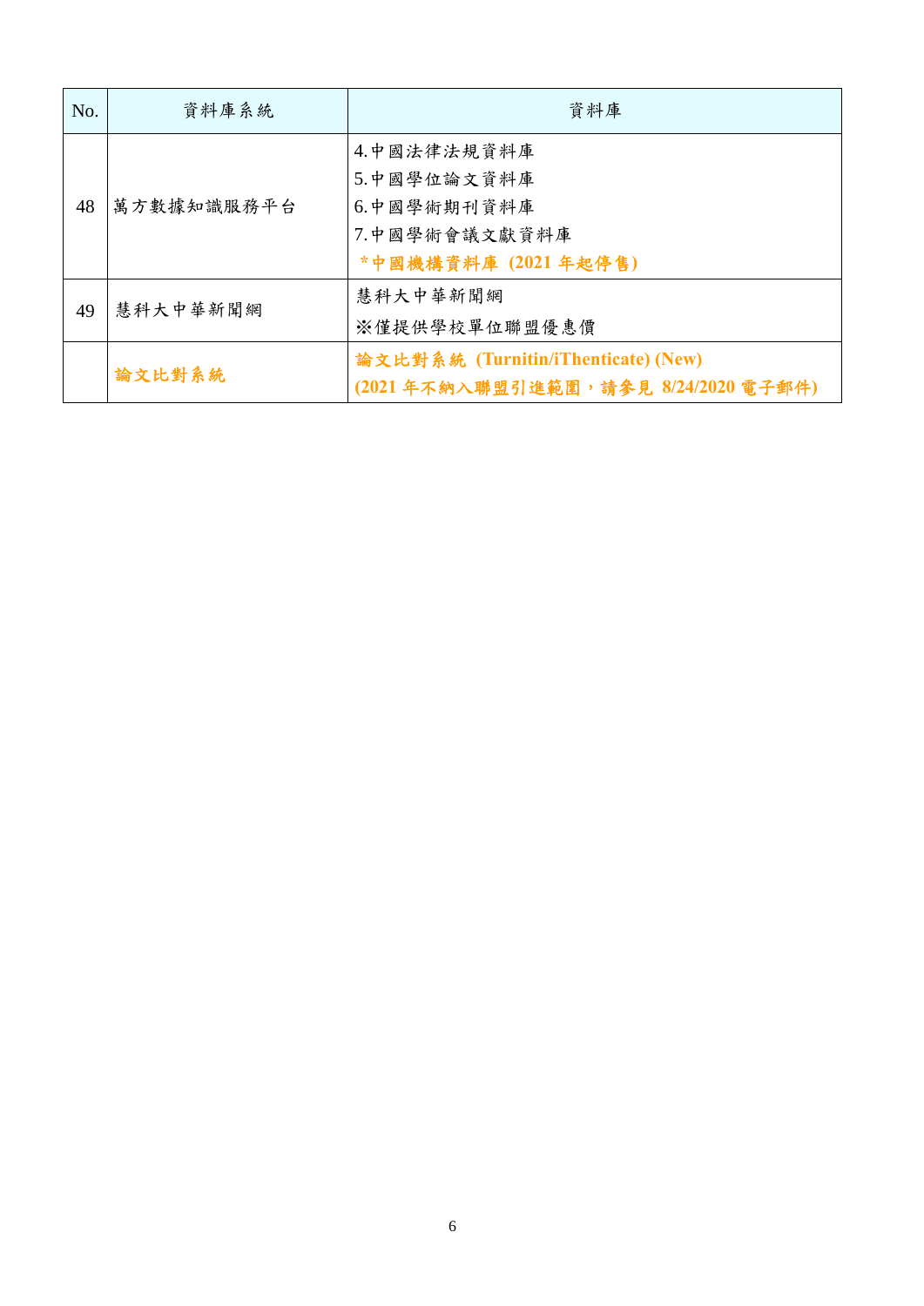| No. | 資料庫系統 | 資料庫 |
|---|---|---|
| 48 | 萬方數據知識服務平台 | 4.中國法律法規資料庫<br>5.中國學位論文資料庫<br>6.中國學術期刊資料庫<br>7.中國學術會議文獻資料庫<br>**\*中國機構資料庫 (2021 年起停售)** |
| 49 | 慧科大中華新聞網 | 慧科大中華新聞網<br>※僅提供學校單位聯盟優惠價 |
| | **論文比對系統** | **論文比對系統 (Turnitin/iThenticate) (New)**<br>**(2021 年不納入聯盟引進範圍，請參見 8/24/2020 電子郵件)** |